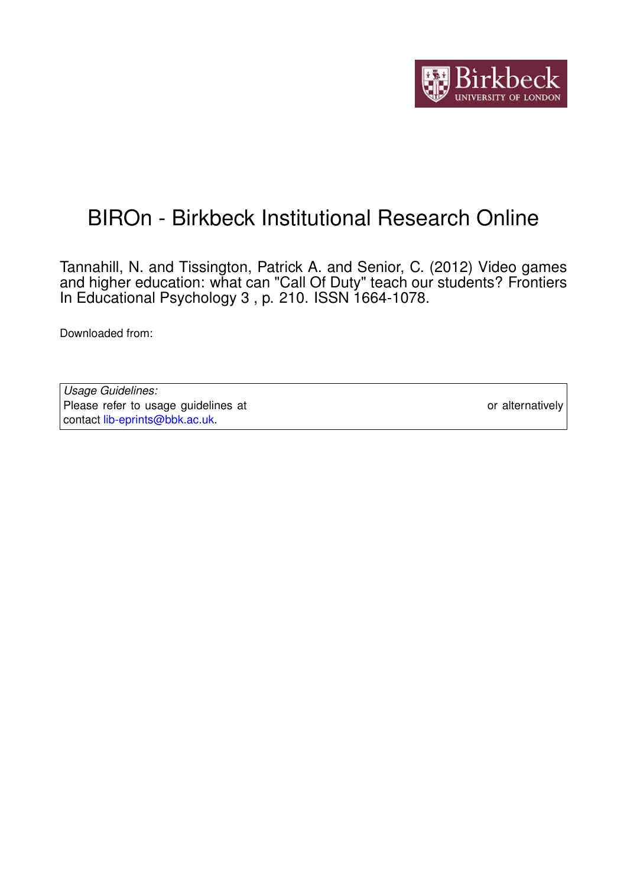# BIROn - Birkbeck Institutional Research Online

Tannahill, N. and Tissington, Patrick A. and Senior, C. (2012) Video games and higher education: what can "Call Of Duty" teach our students? Frontiers In Educational Psychology 3 , p. 210. ISSN 1664-1078.

Downloaded from:

*Usage Guidelines:*
Please refer to usage guidelines at or alternatively contact lib-eprints@bbk.ac.uk.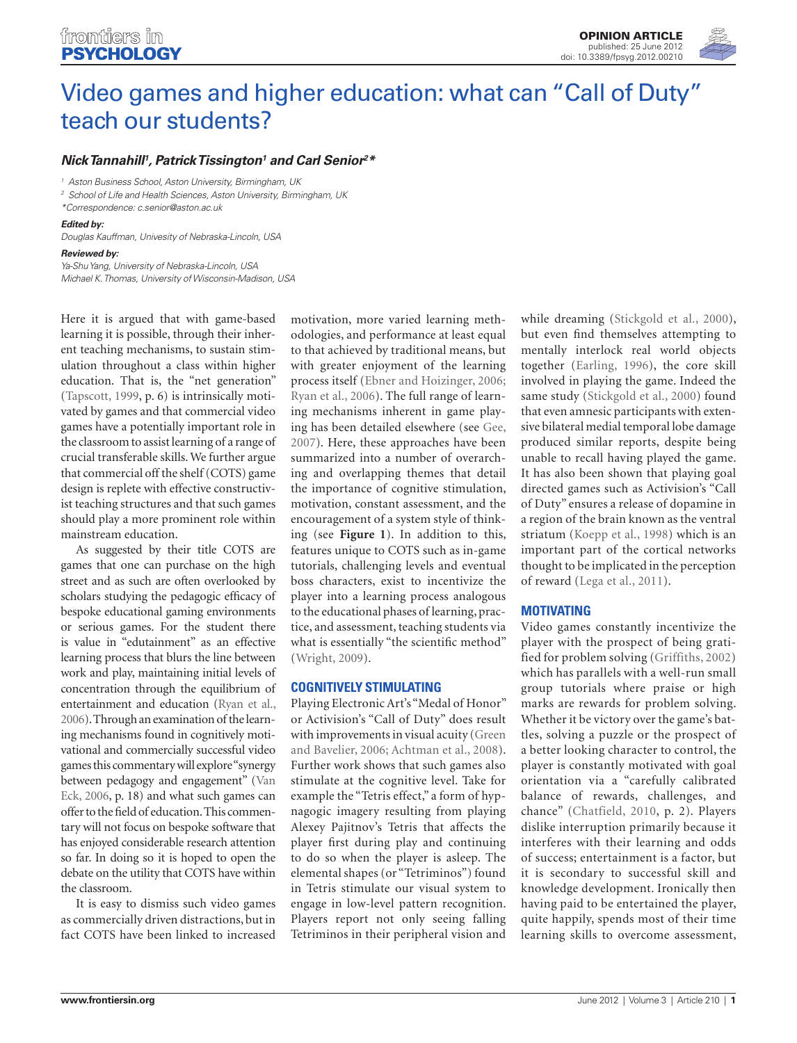# Video games and higher education: what can "Call of Duty" teach our students?

***Nick Tannahill[1], Patrick Tissington[1] and Carl Senior[2]****

[1] Aston Business School, Aston University, Birmingham, UK
[2] School of Life and Health Sciences, Aston University, Birmingham, UK
*Correspondence: c.senior@aston.ac.uk

***Edited by:***
*Douglas Kauffman, Univesity of Nebraska-Lincoln, USA*

***Reviewed by:***
*Ya-Shu Yang, University of Nebraska-Lincoln, USA*
*Michael K. Thomas, University of Wisconsin-Madison, USA*

Here it is argued that with game-based learning it is possible, through their inherent teaching mechanisms, to sustain stimulation throughout a class within higher education. That is, the "net generation" (Tapscott, 1999, p. 6) is intrinsically motivated by games and that commercial video games have a potentially important role in the classroom to assist learning of a range of crucial transferable skills. We further argue that commercial off the shelf (COTS) game design is replete with effective constructivist teaching structures and that such games should play a more prominent role within mainstream education.

As suggested by their title COTS are games that one can purchase on the high street and as such are often overlooked by scholars studying the pedagogic efficacy of bespoke educational gaming environments or serious games. For the student there is value in "edutainment" as an effective learning process that blurs the line between work and play, maintaining initial levels of concentration through the equilibrium of entertainment and education (Ryan et al., 2006). Through an examination of the learning mechanisms found in cognitively motivational and commercially successful video games this commentary will explore "synergy between pedagogy and engagement" (Van Eck, 2006, p. 18) and what such games can offer to the field of education. This commentary will not focus on bespoke software that has enjoyed considerable research attention so far. In doing so it is hoped to open the debate on the utility that COTS have within the classroom.

It is easy to dismiss such video games as commercially driven distractions, but in fact COTS have been linked to increased motivation, more varied learning methodologies, and performance at least equal to that achieved by traditional means, but with greater enjoyment of the learning process itself (Ebner and Hoizinger, 2006; Ryan et al., 2006). The full range of learning mechanisms inherent in game playing has been detailed elsewhere (see Gee, 2007). Here, these approaches have been summarized into a number of overarching and overlapping themes that detail the importance of cognitive stimulation, motivation, constant assessment, and the encouragement of a system style of thinking (see **Figure 1**). In addition to this, features unique to COTS such as in-game tutorials, challenging levels and eventual boss characters, exist to incentivize the player into a learning process analogous to the educational phases of learning, practice, and assessment, teaching students via what is essentially "the scientific method" (Wright, 2009).

## COGNITIVELY STIMULATING

Playing Electronic Art's "Medal of Honor" or Activision's "Call of Duty" does result with improvements in visual acuity (Green and Bavelier, 2006; Achtman et al., 2008). Further work shows that such games also stimulate at the cognitive level. Take for example the "Tetris effect," a form of hypnagogic imagery resulting from playing Alexey Pajitnov's Tetris that affects the player first during play and continuing to do so when the player is asleep. The elemental shapes (or "Tetriminos") found in Tetris stimulate our visual system to engage in low-level pattern recognition. Players report not only seeing falling Tetriminos in their peripheral vision and while dreaming (Stickgold et al., 2000), but even find themselves attempting to mentally interlock real world objects together (Earling, 1996), the core skill involved in playing the game. Indeed the same study (Stickgold et al., 2000) found that even amnesic participants with extensive bilateral medial temporal lobe damage produced similar reports, despite being unable to recall having played the game. It has also been shown that playing goal directed games such as Activision's "Call of Duty" ensures a release of dopamine in a region of the brain known as the ventral striatum (Koepp et al., 1998) which is an important part of the cortical networks thought to be implicated in the perception of reward (Lega et al., 2011).

## MOTIVATING

Video games constantly incentivize the player with the prospect of being gratified for problem solving (Griffiths, 2002) which has parallels with a well-run small group tutorials where praise or high marks are rewards for problem solving. Whether it be victory over the game's battles, solving a puzzle or the prospect of a better looking character to control, the player is constantly motivated with goal orientation via a "carefully calibrated balance of rewards, challenges, and chance" (Chatfield, 2010, p. 2). Players dislike interruption primarily because it interferes with their learning and odds of success; entertainment is a factor, but it is secondary to successful skill and knowledge development. Ironically then having paid to be entertained the player, quite happily, spends most of their time learning skills to overcome assessment,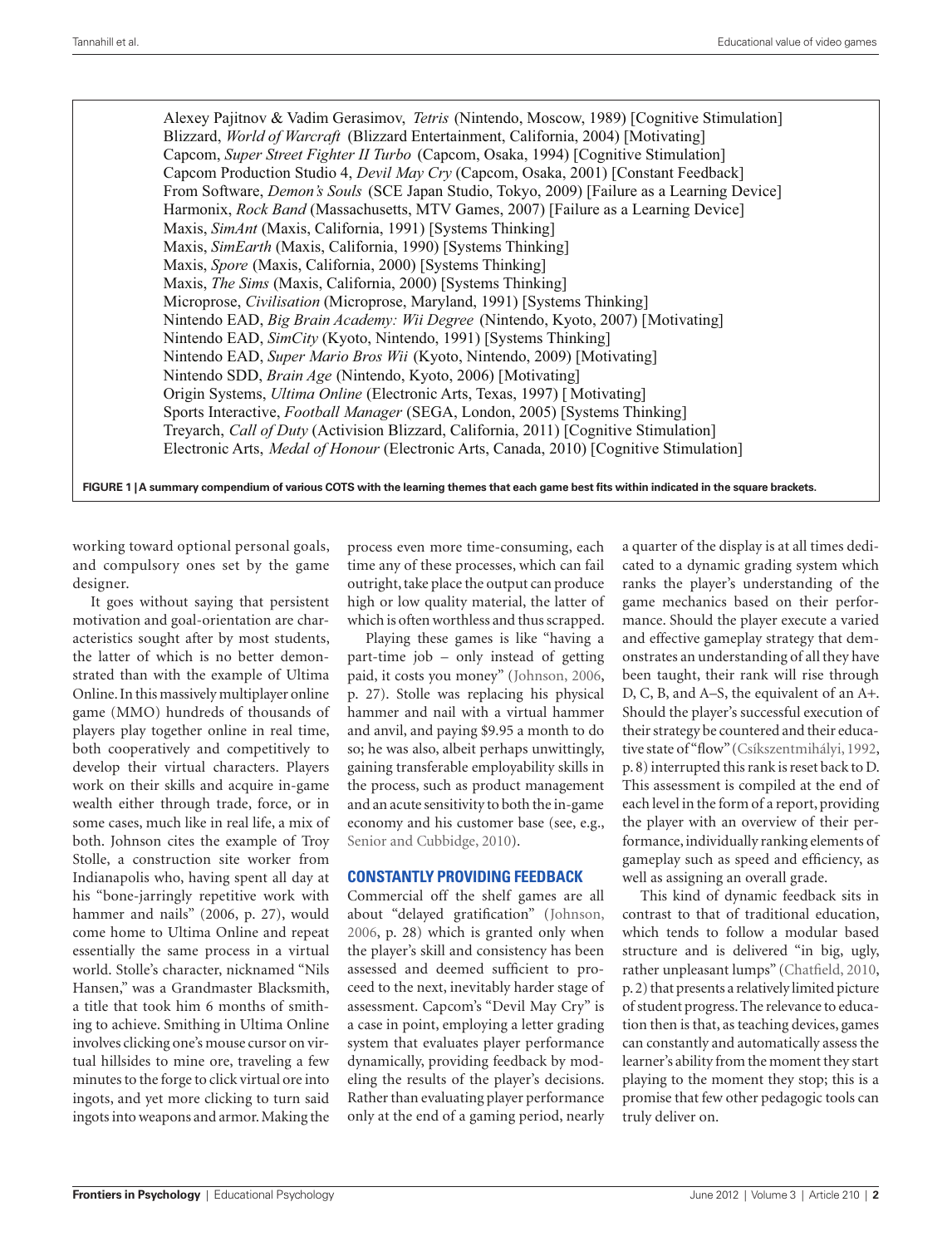Alexey Pajitnov & Vadim Gerasimov, *Tetris* (Nintendo, Moscow, 1989) [Cognitive Stimulation]
Blizzard, *World of Warcraft* (Blizzard Entertainment, California, 2004) [Motivating]
Capcom, *Super Street Fighter II Turbo* (Capcom, Osaka, 1994) [Cognitive Stimulation]
Capcom Production Studio 4, *Devil May Cry* (Capcom, Osaka, 2001) [Constant Feedback]
From Software, *Demon's Souls* (SCE Japan Studio, Tokyo, 2009) [Failure as a Learning Device]
Harmonix, *Rock Band* (Massachusetts, MTV Games, 2007) [Failure as a Learning Device]
Maxis, *SimAnt* (Maxis, California, 1991) [Systems Thinking]
Maxis, *SimEarth* (Maxis, California, 1990) [Systems Thinking]
Maxis, *Spore* (Maxis, California, 2000) [Systems Thinking]
Maxis, *The Sims* (Maxis, California, 2000) [Systems Thinking]
Microprose, *Civilisation* (Microprose, Maryland, 1991) [Systems Thinking]
Nintendo EAD, *Big Brain Academy: Wii Degree* (Nintendo, Kyoto, 2007) [Motivating]
Nintendo EAD, *SimCity* (Kyoto, Nintendo, 1991) [Systems Thinking]
Nintendo EAD, *Super Mario Bros Wii* (Kyoto, Nintendo, 2009) [Motivating]
Nintendo SDD, *Brain Age* (Nintendo, Kyoto, 2006) [Motivating]
Origin Systems, *Ultima Online* (Electronic Arts, Texas, 1997) [ Motivating]
Sports Interactive, *Football Manager* (SEGA, London, 2005) [Systems Thinking]
Treyarch, *Call of Duty* (Activision Blizzard, California, 2011) [Cognitive Stimulation]
Electronic Arts, *Medal of Honour* (Electronic Arts, Canada, 2010) [Cognitive Stimulation]

**FIGURE 1 | A summary compendium of various COTS with the learning themes that each game best fits within indicated in the square brackets.**

working toward optional personal goals, and compulsory ones set by the game designer.

It goes without saying that persistent motivation and goal-orientation are characteristics sought after by most students, the latter of which is no better demonstrated than with the example of Ultima Online. In this massively multiplayer online game (MMO) hundreds of thousands of players play together online in real time, both cooperatively and competitively to develop their virtual characters. Players work on their skills and acquire in-game wealth either through trade, force, or in some cases, much like in real life, a mix of both. Johnson cites the example of Troy Stolle, a construction site worker from Indianapolis who, having spent all day at his "bone-jarringly repetitive work with hammer and nails" (2006, p. 27), would come home to Ultima Online and repeat essentially the same process in a virtual world. Stolle's character, nicknamed "Nils Hansen," was a Grandmaster Blacksmith, a title that took him 6 months of smithing to achieve. Smithing in Ultima Online involves clicking one's mouse cursor on virtual hillsides to mine ore, traveling a few minutes to the forge to click virtual ore into ingots, and yet more clicking to turn said ingots into weapons and armor. Making the process even more time-consuming, each time any of these processes, which can fail outright, take place the output can produce high or low quality material, the latter of which is often worthless and thus scrapped.

Playing these games is like "having a part-time job – only instead of getting paid, it costs you money" (Johnson, 2006, p. 27). Stolle was replacing his physical hammer and nail with a virtual hammer and anvil, and paying $9.95 a month to do so; he was also, albeit perhaps unwittingly, gaining transferable employability skills in the process, such as product management and an acute sensitivity to both the in-game economy and his customer base (see, e.g., Senior and Cubbidge, 2010).

## CONSTANTLY PROVIDING FEEDBACK

Commercial off the shelf games are all about "delayed gratification" (Johnson, 2006, p. 28) which is granted only when the player's skill and consistency has been assessed and deemed sufficient to proceed to the next, inevitably harder stage of assessment. Capcom's "Devil May Cry" is a case in point, employing a letter grading system that evaluates player performance dynamically, providing feedback by modeling the results of the player's decisions. Rather than evaluating player performance only at the end of a gaming period, nearly a quarter of the display is at all times dedicated to a dynamic grading system which ranks the player's understanding of the game mechanics based on their performance. Should the player execute a varied and effective gameplay strategy that demonstrates an understanding of all they have been taught, their rank will rise through D, C, B, and A–S, the equivalent of an A+. Should the player's successful execution of their strategy be countered and their educative state of "flow" (Csíkszentmihályi, 1992, p. 8) interrupted this rank is reset back to D. This assessment is compiled at the end of each level in the form of a report, providing the player with an overview of their performance, individually ranking elements of gameplay such as speed and efficiency, as well as assigning an overall grade.

This kind of dynamic feedback sits in contrast to that of traditional education, which tends to follow a modular based structure and is delivered "in big, ugly, rather unpleasant lumps" (Chatfield, 2010, p. 2) that presents a relatively limited picture of student progress. The relevance to education then is that, as teaching devices, games can constantly and automatically assess the learner's ability from the moment they start playing to the moment they stop; this is a promise that few other pedagogic tools can truly deliver on.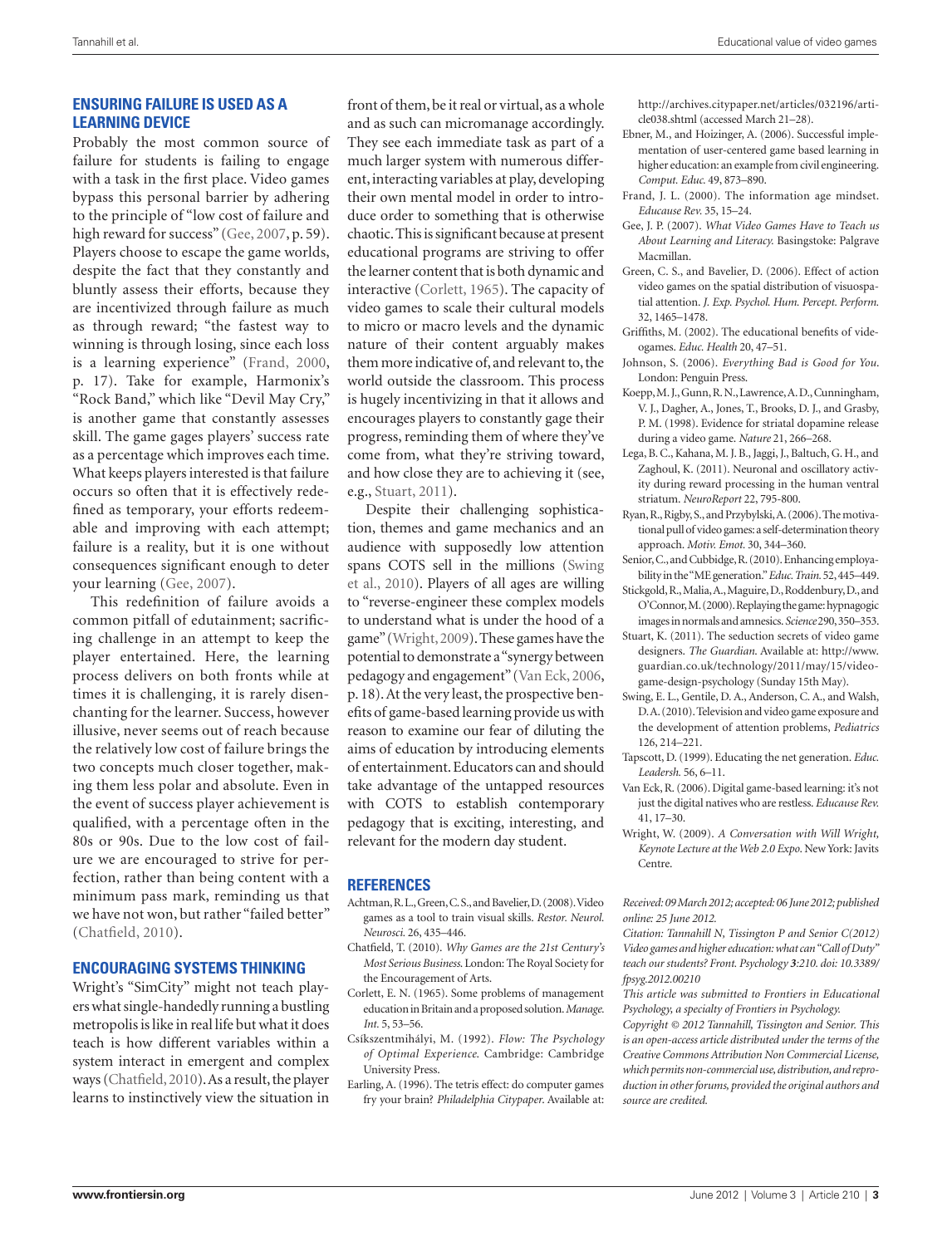## ENSURING FAILURE IS USED AS A LEARNING DEVICE

Probably the most common source of failure for students is failing to engage with a task in the first place. Video games bypass this personal barrier by adhering to the principle of "low cost of failure and high reward for success" (Gee, 2007, p. 59). Players choose to escape the game worlds, despite the fact that they constantly and bluntly assess their efforts, because they are incentivized through failure as much as through reward; "the fastest way to winning is through losing, since each loss is a learning experience" (Frand, 2000, p. 17). Take for example, Harmonix's "Rock Band," which like "Devil May Cry," is another game that constantly assesses skill. The game gages players' success rate as a percentage which improves each time. What keeps players interested is that failure occurs so often that it is effectively redefined as temporary, your efforts redeemable and improving with each attempt; failure is a reality, but it is one without consequences significant enough to deter your learning (Gee, 2007).

This redefinition of failure avoids a common pitfall of edutainment; sacrificing challenge in an attempt to keep the player entertained. Here, the learning process delivers on both fronts while at times it is challenging, it is rarely disenchanting for the learner. Success, however illusive, never seems out of reach because the relatively low cost of failure brings the two concepts much closer together, making them less polar and absolute. Even in the event of success player achievement is qualified, with a percentage often in the 80s or 90s. Due to the low cost of failure we are encouraged to strive for perfection, rather than being content with a minimum pass mark, reminding us that we have not won, but rather "failed better" (Chatfield, 2010).

## ENCOURAGING SYSTEMS THINKING

Wright's "SimCity" might not teach players what single-handedly running a bustling metropolis is like in real life but what it does teach is how different variables within a system interact in emergent and complex ways (Chatfield, 2010). As a result, the player learns to instinctively view the situation in front of them, be it real or virtual, as a whole and as such can micromanage accordingly. They see each immediate task as part of a much larger system with numerous different, interacting variables at play, developing their own mental model in order to introduce order to something that is otherwise chaotic. This is significant because at present educational programs are striving to offer the learner content that is both dynamic and interactive (Corlett, 1965). The capacity of video games to scale their cultural models to micro or macro levels and the dynamic nature of their content arguably makes them more indicative of, and relevant to, the world outside the classroom. This process is hugely incentivizing in that it allows and encourages players to constantly gage their progress, reminding them of where they've come from, what they're striving toward, and how close they are to achieving it (see, e.g., Stuart, 2011).

Despite their challenging sophistication, themes and game mechanics and an audience with supposedly low attention spans COTS sell in the millions (Swing et al., 2010). Players of all ages are willing to "reverse-engineer these complex models to understand what is under the hood of a game" (Wright, 2009). These games have the potential to demonstrate a "synergy between pedagogy and engagement" (Van Eck, 2006, p. 18). At the very least, the prospective benefits of game-based learning provide us with reason to examine our fear of diluting the aims of education by introducing elements of entertainment. Educators can and should take advantage of the untapped resources with COTS to establish contemporary pedagogy that is exciting, interesting, and relevant for the modern day student.

## REFERENCES

Achtman, R. L., Green, C. S., and Bavelier, D. (2008). Video games as a tool to train visual skills. *Restor. Neurol. Neurosci.* 26, 435–446.

Chatfield, T. (2010). *Why Games are the 21st Century's Most Serious Business*. London: The Royal Society for the Encouragement of Arts.

Corlett, E. N. (1965). Some problems of management education in Britain and a proposed solution. *Manage. Int.* 5, 53–56.

Csíkszentmihályi, M. (1992). *Flow: The Psychology of Optimal Experience*. Cambridge: Cambridge University Press.

Earling, A. (1996). The tetris effect: do computer games fry your brain? *Philadelphia Citypaper*. Available at: http://archives.citypaper.net/articles/032196/article038.shtml (accessed March 21–28).

Ebner, M., and Hoizinger, A. (2006). Successful implementation of user-centered game based learning in higher education: an example from civil engineering. *Comput. Educ.* 49, 873–890.

Frand, J. L. (2000). The information age mindset. *Educause Rev.* 35, 15–24.

Gee, J. P. (2007). *What Video Games Have to Teach us About Learning and Literacy*. Basingstoke: Palgrave Macmillan.

Green, C. S., and Bavelier, D. (2006). Effect of action video games on the spatial distribution of visuospatial attention. *J. Exp. Psychol. Hum. Percept. Perform.* 32, 1465–1478.

Griffiths, M. (2002). The educational benefits of videogames. *Educ. Health* 20, 47–51.

Johnson, S. (2006). *Everything Bad is Good for You*. London: Penguin Press.

Koepp, M. J., Gunn, R. N., Lawrence, A. D., Cunningham, V. J., Dagher, A., Jones, T., Brooks, D. J., and Grasby, P. M. (1998). Evidence for striatal dopamine release during a video game. *Nature* 21, 266–268.

Lega, B. C., Kahana, M. J. B., Jaggi, J., Baltuch, G. H., and Zaghoul, K. (2011). Neuronal and oscillatory activity during reward processing in the human ventral striatum. *NeuroReport* 22, 795-800.

Ryan, R., Rigby, S., and Przybylski, A. (2006). The motivational pull of video games: a self-determination theory approach. *Motiv. Emot.* 30, 344–360.

Senior, C., and Cubbidge, R. (2010). Enhancing employability in the "ME generation." *Educ. Train.* 52, 445–449.

Stickgold, R., Malia, A., Maguire, D., Roddenbury, D., and O'Connor, M. (2000). Replaying the game: hypnagogic images in normals and amnesics. *Science* 290, 350–353.

Stuart, K. (2011). The seduction secrets of video game designers. *The Guardian*. Available at: http://www.guardian.co.uk/technology/2011/may/15/video-game-design-psychology (Sunday 15th May).

Swing, E. L., Gentile, D. A., Anderson, C. A., and Walsh, D. A. (2010). Television and video game exposure and the development of attention problems, *Pediatrics* 126, 214–221.

Tapscott, D. (1999). Educating the net generation. *Educ. Leadersh.* 56, 6–11.

Van Eck, R. (2006). Digital game-based learning: it's not just the digital natives who are restless. *Educause Rev.* 41, 17–30.

Wright, W. (2009). *A Conversation with Will Wright, Keynote Lecture at the Web 2.0 Expo*. New York: Javits Centre.

*Received: 09 March 2012; accepted: 06 June 2012; published online: 25 June 2012.*

*Citation: Tannahill N, Tissington P and Senior C (2012) Video games and higher education: what can "Call of Duty" teach our students? Front. Psychology* ***3****:210. doi: 10.3389/fpsyg.2012.00210*

*This article was submitted to Frontiers in Educational Psychology, a specialty of Frontiers in Psychology.*

*Copyright © 2012 Tannahill, Tissington and Senior. This is an open-access article distributed under the terms of the Creative Commons Attribution Non Commercial License, which permits non-commercial use, distribution, and reproduction in other forums, provided the original authors and source are credited.*